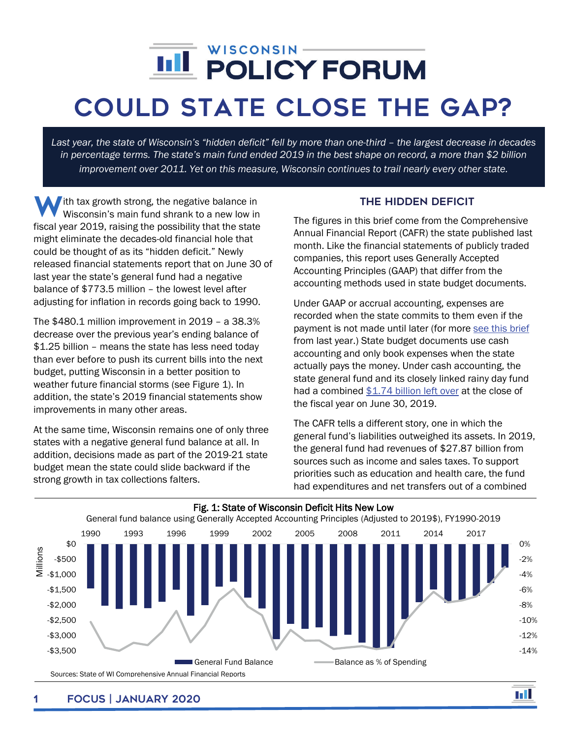# COULD STATE CLOSE THE GAP?

*Last year, the state of Wisconsin's "hidden deficit" fell by more than one-third – the largest decrease in decades in percentage terms. The state's main fund ended 2019 in the best shape on record, a more than $2 billion improvement over 2011. Yet on this measure, Wisconsin continues to trail nearly every other state.*

With tax growth strong, the negative balance in Wisconsin's main fund shrank to a new low in fiscal year 2019, raising the possibility that the state might eliminate the decades-old financial hole that could be thought of as its "hidden deficit." Newly released financial statements report that on June 30 of last year the state's general fund had a negative balance of $773.5 million – the lowest level after adjusting for inflation in records going back to 1990.

The $480.1 million improvement in 2019 – a 38.3% decrease over the previous year's ending balance of $1.25 billion – means the state has less need today than ever before to push its current bills into the next budget, putting Wisconsin in a better position to weather future financial storms (see Figure 1). In addition, the state's 2019 financial statements show improvements in many other areas.

At the same time, Wisconsin remains one of only three states with a negative general fund balance at all. In addition, decisions made as part of the 2019-21 state budget mean the state could slide backward if the strong growth in tax collections falters.

## THE HIDDEN DEFICIT

The figures in this brief come from the Comprehensive Annual Financial Report (CAFR) the state published last month. Like the financial statements of publicly traded companies, this report uses Generally Accepted Accounting Principles (GAAP) that differ from the accounting methods used in state budget documents.

Under GAAP or accrual accounting, expenses are recorded when the state commits to them even if the payment is not made until later (for more see this brief from last year.) State budget documents use cash accounting and only book expenses when the state actually pays the money. Under cash accounting, the state general fund and its closely linked rainy day fund had a combined $1.74 billion left over at the close of the fiscal year on June 30, 2019.

The CAFR tells a different story, one in which the general fund's liabilities outweighed its assets. In 2019, the general fund had revenues of $27.87 billion from sources such as income and sales taxes. To support priorities such as education and health care, the fund had expenditures and net transfers out of a combined

**Fig. 1: State of Wisconsin Deficit Hits New Low**

General fund balance using Generally Accepted Accounting Principles (Adjusted to 2019$), FY1990-2019

Sources: State of WI Comprehensive Annual Financial Reports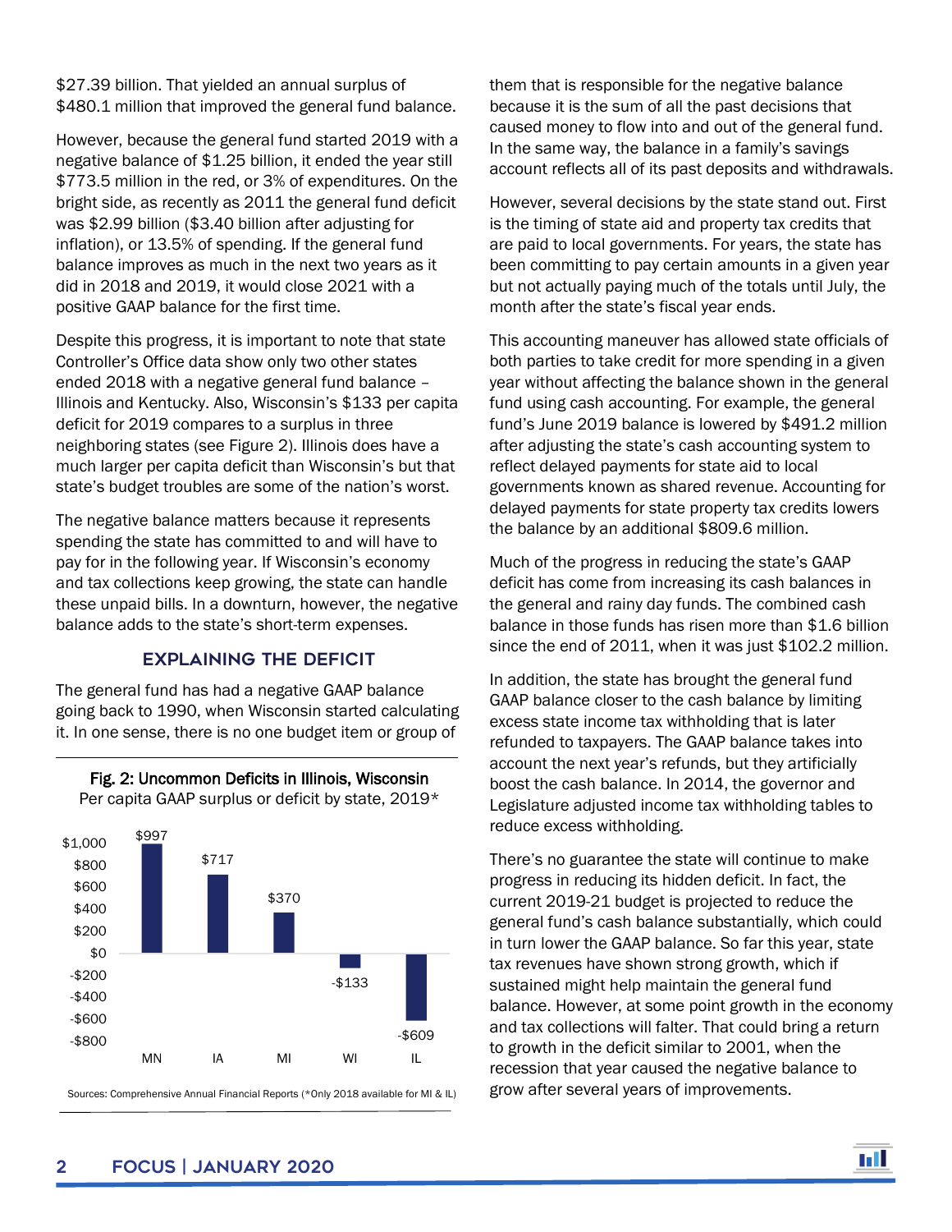$27.39 billion. That yielded an annual surplus of $480.1 million that improved the general fund balance.

However, because the general fund started 2019 with a negative balance of $1.25 billion, it ended the year still $773.5 million in the red, or 3% of expenditures. On the bright side, as recently as 2011 the general fund deficit was $2.99 billion ($3.40 billion after adjusting for inflation), or 13.5% of spending. If the general fund balance improves as much in the next two years as it did in 2018 and 2019, it would close 2021 with a positive GAAP balance for the first time.

Despite this progress, it is important to note that state Controller's Office data show only two other states ended 2018 with a negative general fund balance – Illinois and Kentucky. Also, Wisconsin's $133 per capita deficit for 2019 compares to a surplus in three neighboring states (see Figure 2). Illinois does have a much larger per capita deficit than Wisconsin's but that state's budget troubles are some of the nation's worst.

The negative balance matters because it represents spending the state has committed to and will have to pay for in the following year. If Wisconsin's economy and tax collections keep growing, the state can handle these unpaid bills. In a downturn, however, the negative balance adds to the state's short-term expenses.

## EXPLAINING THE DEFICIT

The general fund has had a negative GAAP balance going back to 1990, when Wisconsin started calculating it. In one sense, there is no one budget item or group of them that is responsible for the negative balance because it is the sum of all the past decisions that caused money to flow into and out of the general fund. In the same way, the balance in a family's savings account reflects all of its past deposits and withdrawals.

**Fig. 2: Uncommon Deficits in Illinois, Wisconsin**
Per capita GAAP surplus or deficit by state, 2019*

$1,000
$800
$600
$400
$200
$0
-$200
-$400
-$600
-$800

$997
$717
$370
-$133
-$609

MN
IA
MI
WI
IL

Sources: Comprehensive Annual Financial Reports (*Only 2018 available for MI & IL)

However, several decisions by the state stand out. First is the timing of state aid and property tax credits that are paid to local governments. For years, the state has been committing to pay certain amounts in a given year but not actually paying much of the totals until July, the month after the state's fiscal year ends.

This accounting maneuver has allowed state officials of both parties to take credit for more spending in a given year without affecting the balance shown in the general fund using cash accounting. For example, the general fund's June 2019 balance is lowered by $491.2 million after adjusting the state's cash accounting system to reflect delayed payments for state aid to local governments known as shared revenue. Accounting for delayed payments for state property tax credits lowers the balance by an additional $809.6 million.

Much of the progress in reducing the state's GAAP deficit has come from increasing its cash balances in the general and rainy day funds. The combined cash balance in those funds has risen more than $1.6 billion since the end of 2011, when it was just $102.2 million.

In addition, the state has brought the general fund GAAP balance closer to the cash balance by limiting excess state income tax withholding that is later refunded to taxpayers. The GAAP balance takes into account the next year's refunds, but they artificially boost the cash balance. In 2014, the governor and Legislature adjusted income tax withholding tables to reduce excess withholding.

There's no guarantee the state will continue to make progress in reducing its hidden deficit. In fact, the current 2019-21 budget is projected to reduce the general fund's cash balance substantially, which could in turn lower the GAAP balance. So far this year, state tax revenues have shown strong growth, which if sustained might help maintain the general fund balance. However, at some point growth in the economy and tax collections will falter. That could bring a return to growth in the deficit similar to 2001, when the recession that year caused the negative balance to grow after several years of improvements.